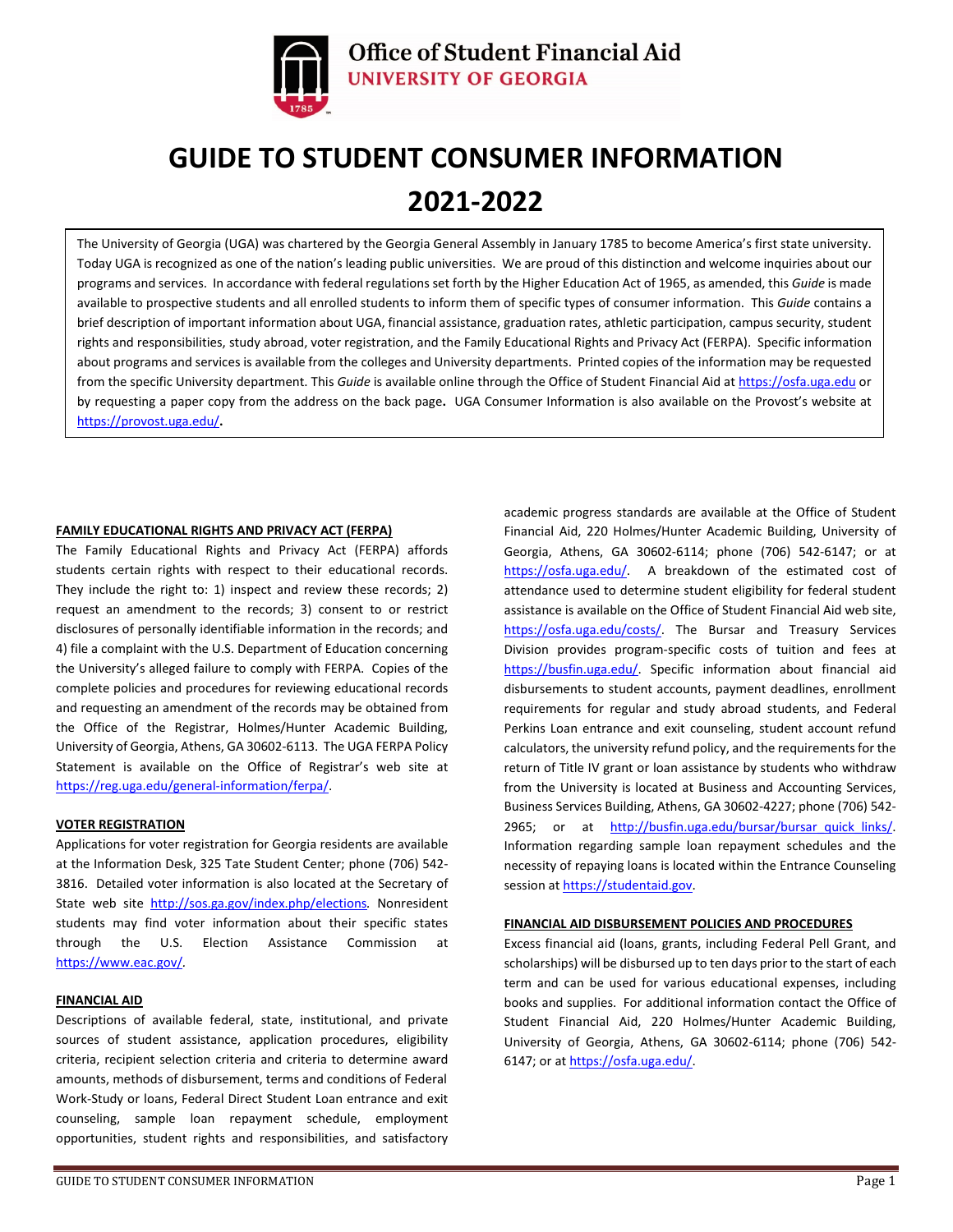Office of Student Financial Aid
UNIVERSITY OF GEORGIA

# GUIDE TO STUDENT CONSUMER INFORMATION 2021-2022

The University of Georgia (UGA) was chartered by the Georgia General Assembly in January 1785 to become America's first state university. Today UGA is recognized as one of the nation's leading public universities. We are proud of this distinction and welcome inquiries about our programs and services. In accordance with federal regulations set forth by the Higher Education Act of 1965, as amended, this *Guide* is made available to prospective students and all enrolled students to inform them of specific types of consumer information. This *Guide* contains a brief description of important information about UGA, financial assistance, graduation rates, athletic participation, campus security, student rights and responsibilities, study abroad, voter registration, and the Family Educational Rights and Privacy Act (FERPA). Specific information about programs and services is available from the colleges and University departments. Printed copies of the information may be requested from the specific University department. This *Guide* is available online through the Office of Student Financial Aid at https://osfa.uga.edu or by requesting a paper copy from the address on the back page. UGA Consumer Information is also available on the Provost's website at https://provost.uga.edu/.

## FAMILY EDUCATIONAL RIGHTS AND PRIVACY ACT (FERPA)

The Family Educational Rights and Privacy Act (FERPA) affords students certain rights with respect to their educational records. They include the right to: 1) inspect and review these records; 2) request an amendment to the records; 3) consent to or restrict disclosures of personally identifiable information in the records; and 4) file a complaint with the U.S. Department of Education concerning the University's alleged failure to comply with FERPA. Copies of the complete policies and procedures for reviewing educational records and requesting an amendment of the records may be obtained from the Office of the Registrar, Holmes/Hunter Academic Building, University of Georgia, Athens, GA 30602-6113. The UGA FERPA Policy Statement is available on the Office of Registrar's web site at https://reg.uga.edu/general-information/ferpa/.

## VOTER REGISTRATION

Applications for voter registration for Georgia residents are available at the Information Desk, 325 Tate Student Center; phone (706) 542-3816. Detailed voter information is also located at the Secretary of State web site http://sos.ga.gov/index.php/elections. Nonresident students may find voter information about their specific states through the U.S. Election Assistance Commission at https://www.eac.gov/.

## FINANCIAL AID

Descriptions of available federal, state, institutional, and private sources of student assistance, application procedures, eligibility criteria, recipient selection criteria and criteria to determine award amounts, methods of disbursement, terms and conditions of Federal Work-Study or loans, Federal Direct Student Loan entrance and exit counseling, sample loan repayment schedule, employment opportunities, student rights and responsibilities, and satisfactory academic progress standards are available at the Office of Student Financial Aid, 220 Holmes/Hunter Academic Building, University of Georgia, Athens, GA 30602-6114; phone (706) 542-6147; or at https://osfa.uga.edu/. A breakdown of the estimated cost of attendance used to determine student eligibility for federal student assistance is available on the Office of Student Financial Aid web site, https://osfa.uga.edu/costs/. The Bursar and Treasury Services Division provides program-specific costs of tuition and fees at https://busfin.uga.edu/. Specific information about financial aid disbursements to student accounts, payment deadlines, enrollment requirements for regular and study abroad students, and Federal Perkins Loan entrance and exit counseling, student account refund calculators, the university refund policy, and the requirements for the return of Title IV grant or loan assistance by students who withdraw from the University is located at Business and Accounting Services, Business Services Building, Athens, GA 30602-4227; phone (706) 542-2965; or at http://busfin.uga.edu/bursar/bursar_quick_links/. Information regarding sample loan repayment schedules and the necessity of repaying loans is located within the Entrance Counseling session at https://studentaid.gov.

## FINANCIAL AID DISBURSEMENT POLICIES AND PROCEDURES

Excess financial aid (loans, grants, including Federal Pell Grant, and scholarships) will be disbursed up to ten days prior to the start of each term and can be used for various educational expenses, including books and supplies. For additional information contact the Office of Student Financial Aid, 220 Holmes/Hunter Academic Building, University of Georgia, Athens, GA 30602-6114; phone (706) 542-6147; or at https://osfa.uga.edu/.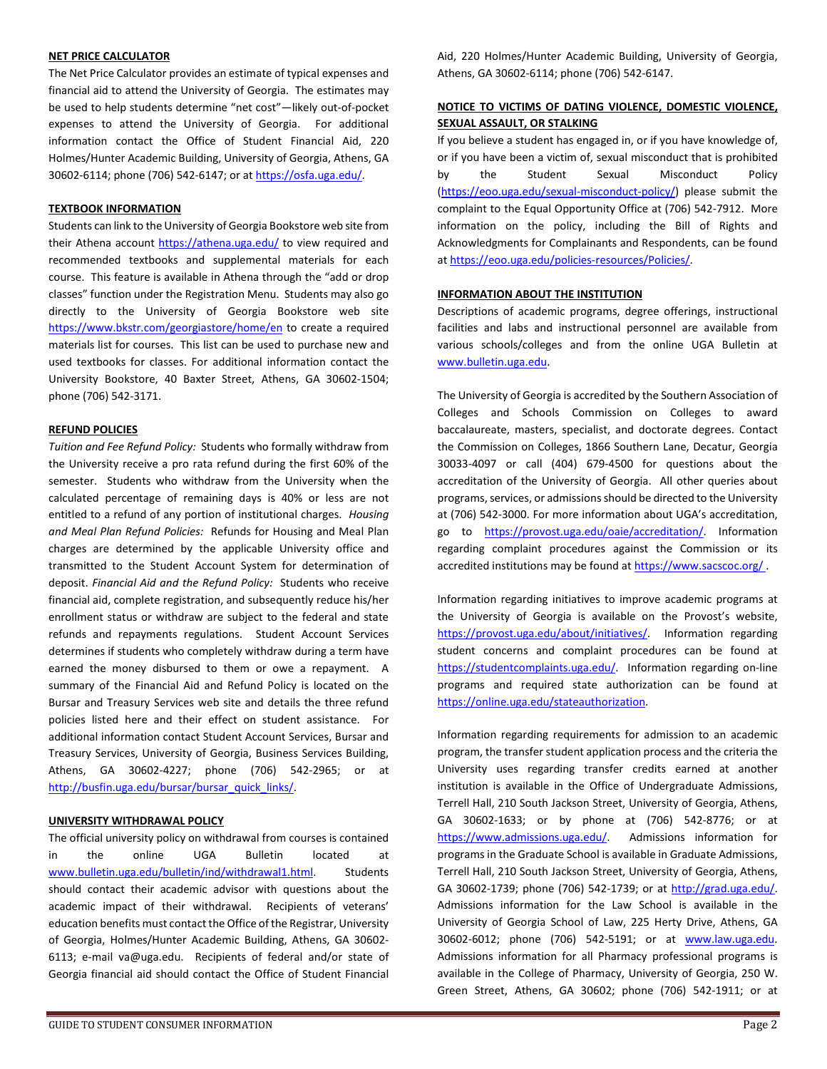**NET PRICE CALCULATOR**

The Net Price Calculator provides an estimate of typical expenses and financial aid to attend the University of Georgia. The estimates may be used to help students determine "net cost"—likely out-of-pocket expenses to attend the University of Georgia. For additional information contact the Office of Student Financial Aid, 220 Holmes/Hunter Academic Building, University of Georgia, Athens, GA 30602-6114; phone (706) 542-6147; or at https://osfa.uga.edu/.

**TEXTBOOK INFORMATION**

Students can link to the University of Georgia Bookstore web site from their Athena account https://athena.uga.edu/ to view required and recommended textbooks and supplemental materials for each course. This feature is available in Athena through the "add or drop classes" function under the Registration Menu. Students may also go directly to the University of Georgia Bookstore web site https://www.bkstr.com/georgiastore/home/en to create a required materials list for courses. This list can be used to purchase new and used textbooks for classes. For additional information contact the University Bookstore, 40 Baxter Street, Athens, GA 30602-1504; phone (706) 542-3171.

**REFUND POLICIES**

*Tuition and Fee Refund Policy:* Students who formally withdraw from the University receive a pro rata refund during the first 60% of the semester. Students who withdraw from the University when the calculated percentage of remaining days is 40% or less are not entitled to a refund of any portion of institutional charges. *Housing and Meal Plan Refund Policies:* Refunds for Housing and Meal Plan charges are determined by the applicable University office and transmitted to the Student Account System for determination of deposit. *Financial Aid and the Refund Policy:* Students who receive financial aid, complete registration, and subsequently reduce his/her enrollment status or withdraw are subject to the federal and state refunds and repayments regulations. Student Account Services determines if students who completely withdraw during a term have earned the money disbursed to them or owe a repayment. A summary of the Financial Aid and Refund Policy is located on the Bursar and Treasury Services web site and details the three refund policies listed here and their effect on student assistance. For additional information contact Student Account Services, Bursar and Treasury Services, University of Georgia, Business Services Building, Athens, GA 30602-4227; phone (706) 542-2965; or at http://busfin.uga.edu/bursar/bursar_quick_links/.

**UNIVERSITY WITHDRAWAL POLICY**

The official university policy on withdrawal from courses is contained in the online UGA Bulletin located at www.bulletin.uga.edu/bulletin/ind/withdrawal1.html. Students should contact their academic advisor with questions about the academic impact of their withdrawal. Recipients of veterans' education benefits must contact the Office of the Registrar, University of Georgia, Holmes/Hunter Academic Building, Athens, GA 30602-6113; e-mail va@uga.edu. Recipients of federal and/or state of Georgia financial aid should contact the Office of Student Financial Aid, 220 Holmes/Hunter Academic Building, University of Georgia, Athens, GA 30602-6114; phone (706) 542-6147.

**NOTICE TO VICTIMS OF DATING VIOLENCE, DOMESTIC VIOLENCE, SEXUAL ASSAULT, OR STALKING**

If you believe a student has engaged in, or if you have knowledge of, or if you have been a victim of, sexual misconduct that is prohibited by the Student Sexual Misconduct Policy (https://eoo.uga.edu/sexual-misconduct-policy/) please submit the complaint to the Equal Opportunity Office at (706) 542-7912. More information on the policy, including the Bill of Rights and Acknowledgments for Complainants and Respondents, can be found at https://eoo.uga.edu/policies-resources/Policies/.

**INFORMATION ABOUT THE INSTITUTION**

Descriptions of academic programs, degree offerings, instructional facilities and labs and instructional personnel are available from various schools/colleges and from the online UGA Bulletin at www.bulletin.uga.edu.

The University of Georgia is accredited by the Southern Association of Colleges and Schools Commission on Colleges to award baccalaureate, masters, specialist, and doctorate degrees. Contact the Commission on Colleges, 1866 Southern Lane, Decatur, Georgia 30033-4097 or call (404) 679-4500 for questions about the accreditation of the University of Georgia. All other queries about programs, services, or admissions should be directed to the University at (706) 542-3000. For more information about UGA's accreditation, go to https://provost.uga.edu/oaie/accreditation/. Information regarding complaint procedures against the Commission or its accredited institutions may be found at https://www.sacscoc.org/ .

Information regarding initiatives to improve academic programs at the University of Georgia is available on the Provost's website, https://provost.uga.edu/about/initiatives/. Information regarding student concerns and complaint procedures can be found at https://studentcomplaints.uga.edu/. Information regarding on-line programs and required state authorization can be found at https://online.uga.edu/stateauthorization.

Information regarding requirements for admission to an academic program, the transfer student application process and the criteria the University uses regarding transfer credits earned at another institution is available in the Office of Undergraduate Admissions, Terrell Hall, 210 South Jackson Street, University of Georgia, Athens, GA 30602-1633; or by phone at (706) 542-8776; or at https://www.admissions.uga.edu/. Admissions information for programs in the Graduate School is available in Graduate Admissions, Terrell Hall, 210 South Jackson Street, University of Georgia, Athens, GA 30602-1739; phone (706) 542-1739; or at http://grad.uga.edu/. Admissions information for the Law School is available in the University of Georgia School of Law, 225 Herty Drive, Athens, GA 30602-6012; phone (706) 542-5191; or at www.law.uga.edu. Admissions information for all Pharmacy professional programs is available in the College of Pharmacy, University of Georgia, 250 W. Green Street, Athens, GA 30602; phone (706) 542-1911; or at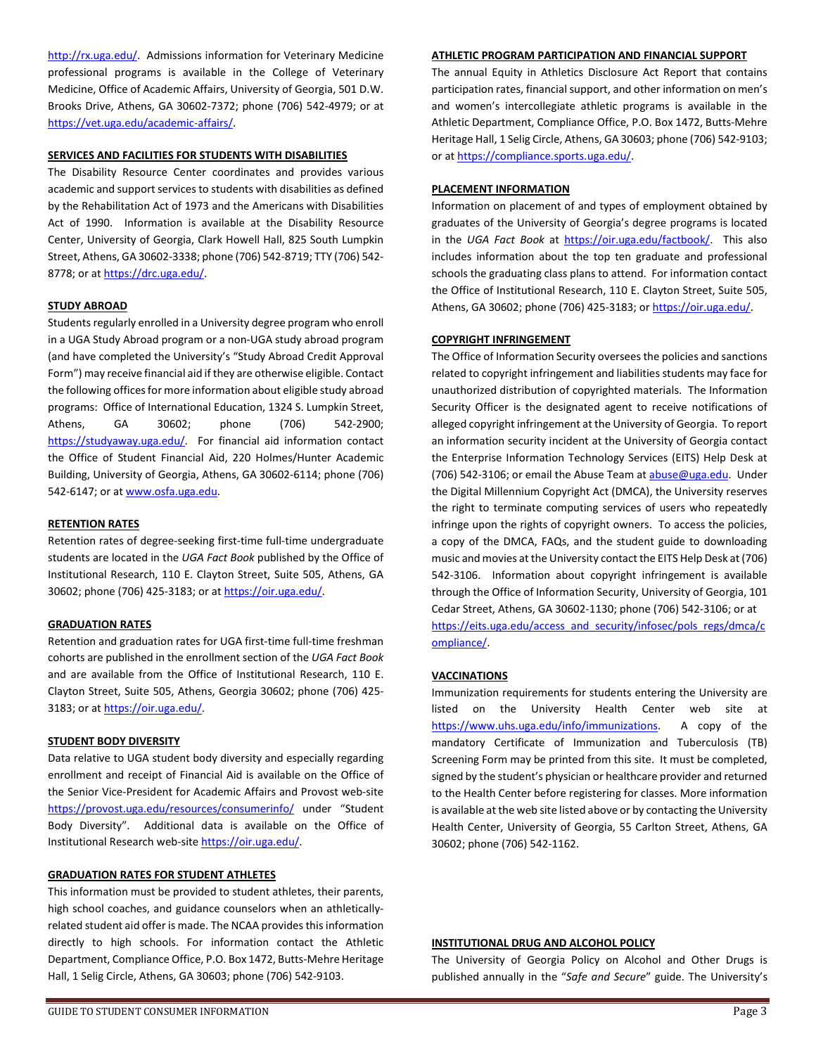http://rx.uga.edu/. Admissions information for Veterinary Medicine professional programs is available in the College of Veterinary Medicine, Office of Academic Affairs, University of Georgia, 501 D.W. Brooks Drive, Athens, GA 30602-7372; phone (706) 542-4979; or at https://vet.uga.edu/academic-affairs/.

## SERVICES AND FACILITIES FOR STUDENTS WITH DISABILITIES

The Disability Resource Center coordinates and provides various academic and support services to students with disabilities as defined by the Rehabilitation Act of 1973 and the Americans with Disabilities Act of 1990. Information is available at the Disability Resource Center, University of Georgia, Clark Howell Hall, 825 South Lumpkin Street, Athens, GA 30602-3338; phone (706) 542-8719; TTY (706) 542-8778; or at https://drc.uga.edu/.

## STUDY ABROAD

Students regularly enrolled in a University degree program who enroll in a UGA Study Abroad program or a non-UGA study abroad program (and have completed the University's "Study Abroad Credit Approval Form") may receive financial aid if they are otherwise eligible. Contact the following offices for more information about eligible study abroad programs: Office of International Education, 1324 S. Lumpkin Street, Athens, GA 30602; phone (706) 542-2900; https://studyaway.uga.edu/. For financial aid information contact the Office of Student Financial Aid, 220 Holmes/Hunter Academic Building, University of Georgia, Athens, GA 30602-6114; phone (706) 542-6147; or at www.osfa.uga.edu.

## RETENTION RATES

Retention rates of degree-seeking first-time full-time undergraduate students are located in the *UGA Fact Book* published by the Office of Institutional Research, 110 E. Clayton Street, Suite 505, Athens, GA 30602; phone (706) 425-3183; or at https://oir.uga.edu/.

## GRADUATION RATES

Retention and graduation rates for UGA first-time full-time freshman cohorts are published in the enrollment section of the *UGA Fact Book* and are available from the Office of Institutional Research, 110 E. Clayton Street, Suite 505, Athens, Georgia 30602; phone (706) 425-3183; or at https://oir.uga.edu/.

## STUDENT BODY DIVERSITY

Data relative to UGA student body diversity and especially regarding enrollment and receipt of Financial Aid is available on the Office of the Senior Vice-President for Academic Affairs and Provost web-site https://provost.uga.edu/resources/consumerinfo/ under "Student Body Diversity". Additional data is available on the Office of Institutional Research web-site https://oir.uga.edu/.

## GRADUATION RATES FOR STUDENT ATHLETES

This information must be provided to student athletes, their parents, high school coaches, and guidance counselors when an athletically-related student aid offer is made. The NCAA provides this information directly to high schools. For information contact the Athletic Department, Compliance Office, P.O. Box 1472, Butts-Mehre Heritage Hall, 1 Selig Circle, Athens, GA 30603; phone (706) 542-9103.

## ATHLETIC PROGRAM PARTICIPATION AND FINANCIAL SUPPORT

The annual Equity in Athletics Disclosure Act Report that contains participation rates, financial support, and other information on men's and women's intercollegiate athletic programs is available in the Athletic Department, Compliance Office, P.O. Box 1472, Butts-Mehre Heritage Hall, 1 Selig Circle, Athens, GA 30603; phone (706) 542-9103; or at https://compliance.sports.uga.edu/.

## PLACEMENT INFORMATION

Information on placement of and types of employment obtained by graduates of the University of Georgia's degree programs is located in the *UGA Fact Book* at https://oir.uga.edu/factbook/. This also includes information about the top ten graduate and professional schools the graduating class plans to attend. For information contact the Office of Institutional Research, 110 E. Clayton Street, Suite 505, Athens, GA 30602; phone (706) 425-3183; or https://oir.uga.edu/.

## COPYRIGHT INFRINGEMENT

The Office of Information Security oversees the policies and sanctions related to copyright infringement and liabilities students may face for unauthorized distribution of copyrighted materials. The Information Security Officer is the designated agent to receive notifications of alleged copyright infringement at the University of Georgia. To report an information security incident at the University of Georgia contact the Enterprise Information Technology Services (EITS) Help Desk at (706) 542-3106; or email the Abuse Team at abuse@uga.edu. Under the Digital Millennium Copyright Act (DMCA), the University reserves the right to terminate computing services of users who repeatedly infringe upon the rights of copyright owners. To access the policies, a copy of the DMCA, FAQs, and the student guide to downloading music and movies at the University contact the EITS Help Desk at (706) 542-3106. Information about copyright infringement is available through the Office of Information Security, University of Georgia, 101 Cedar Street, Athens, GA 30602-1130; phone (706) 542-3106; or at https://eits.uga.edu/access_and_security/infosec/pols_regs/dmca/compliance/.

## VACCINATIONS

Immunization requirements for students entering the University are listed on the University Health Center web site at https://www.uhs.uga.edu/info/immunizations. A copy of the mandatory Certificate of Immunization and Tuberculosis (TB) Screening Form may be printed from this site. It must be completed, signed by the student's physician or healthcare provider and returned to the Health Center before registering for classes. More information is available at the web site listed above or by contacting the University Health Center, University of Georgia, 55 Carlton Street, Athens, GA 30602; phone (706) 542-1162.

## INSTITUTIONAL DRUG AND ALCOHOL POLICY

The University of Georgia Policy on Alcohol and Other Drugs is published annually in the "*Safe and Secure*" guide. The University's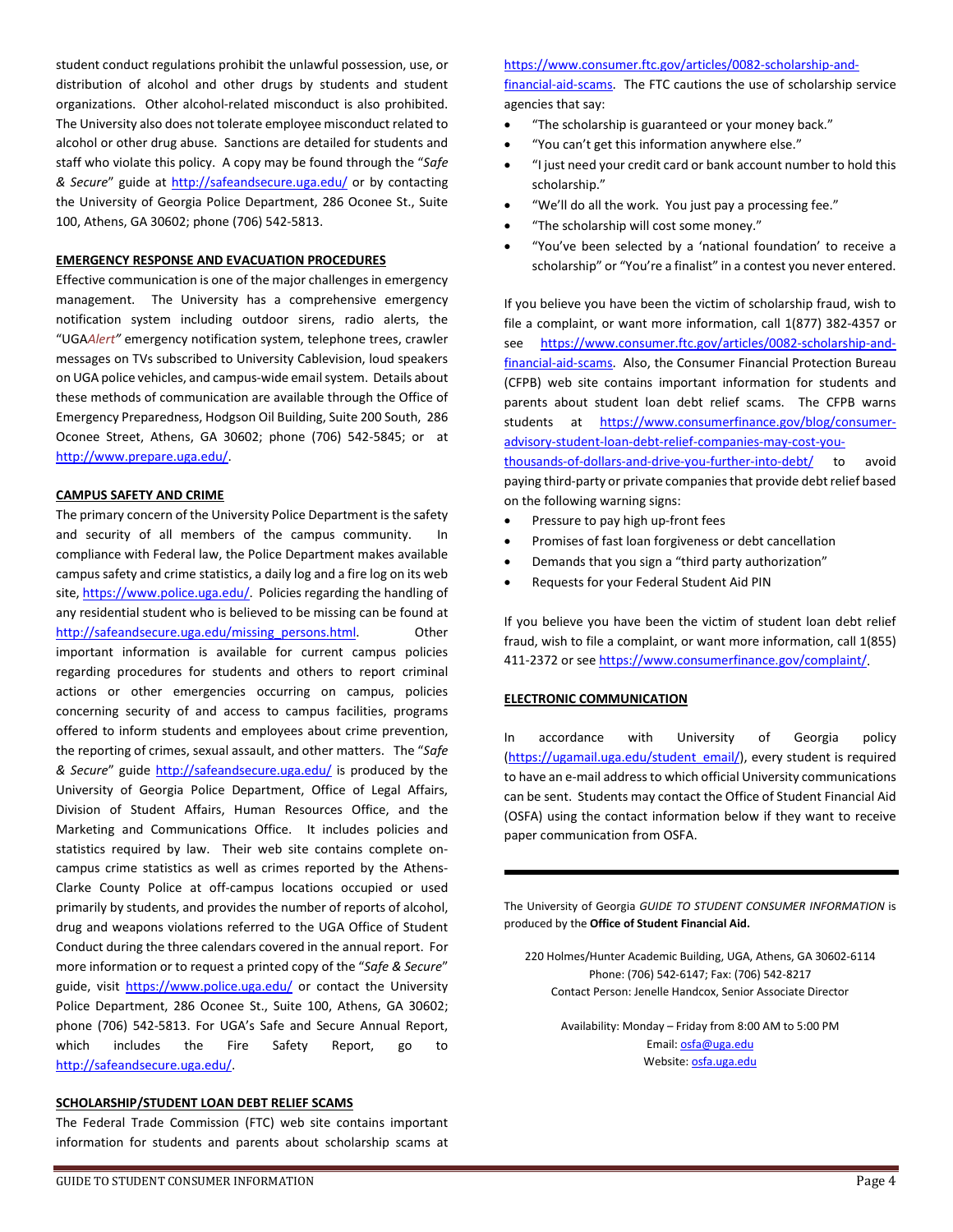student conduct regulations prohibit the unlawful possession, use, or distribution of alcohol and other drugs by students and student organizations. Other alcohol-related misconduct is also prohibited. The University also does not tolerate employee misconduct related to alcohol or other drug abuse. Sanctions are detailed for students and staff who violate this policy. A copy may be found through the "*Safe & Secure*" guide at http://safeandsecure.uga.edu/ or by contacting the University of Georgia Police Department, 286 Oconee St., Suite 100, Athens, GA 30602; phone (706) 542-5813.

## EMERGENCY RESPONSE AND EVACUATION PROCEDURES

Effective communication is one of the major challenges in emergency management. The University has a comprehensive emergency notification system including outdoor sirens, radio alerts, the "UGA*Alert*" emergency notification system, telephone trees, crawler messages on TVs subscribed to University Cablevision, loud speakers on UGA police vehicles, and campus-wide email system. Details about these methods of communication are available through the Office of Emergency Preparedness, Hodgson Oil Building, Suite 200 South, 286 Oconee Street, Athens, GA 30602; phone (706) 542-5845; or at http://www.prepare.uga.edu/.

## CAMPUS SAFETY AND CRIME

The primary concern of the University Police Department is the safety and security of all members of the campus community. In compliance with Federal law, the Police Department makes available campus safety and crime statistics, a daily log and a fire log on its web site, https://www.police.uga.edu/. Policies regarding the handling of any residential student who is believed to be missing can be found at http://safeandsecure.uga.edu/missing_persons.html. Other important information is available for current campus policies regarding procedures for students and others to report criminal actions or other emergencies occurring on campus, policies concerning security of and access to campus facilities, programs offered to inform students and employees about crime prevention, the reporting of crimes, sexual assault, and other matters. The "*Safe & Secure*" guide http://safeandsecure.uga.edu/ is produced by the University of Georgia Police Department, Office of Legal Affairs, Division of Student Affairs, Human Resources Office, and the Marketing and Communications Office. It includes policies and statistics required by law. Their web site contains complete on-campus crime statistics as well as crimes reported by the Athens-Clarke County Police at off-campus locations occupied or used primarily by students, and provides the number of reports of alcohol, drug and weapons violations referred to the UGA Office of Student Conduct during the three calendars covered in the annual report. For more information or to request a printed copy of the "*Safe & Secure*" guide, visit https://www.police.uga.edu/ or contact the University Police Department, 286 Oconee St., Suite 100, Athens, GA 30602; phone (706) 542-5813. For UGA's Safe and Secure Annual Report, which includes the Fire Safety Report, go to http://safeandsecure.uga.edu/.

## SCHOLARSHIP/STUDENT LOAN DEBT RELIEF SCAMS

The Federal Trade Commission (FTC) web site contains important information for students and parents about scholarship scams at https://www.consumer.ftc.gov/articles/0082-scholarship-and-financial-aid-scams. The FTC cautions the use of scholarship service agencies that say:

- "The scholarship is guaranteed or your money back."
- "You can't get this information anywhere else."
- "I just need your credit card or bank account number to hold this scholarship."
- "We'll do all the work. You just pay a processing fee."
- "The scholarship will cost some money."
- "You've been selected by a 'national foundation' to receive a scholarship" or "You're a finalist" in a contest you never entered.

If you believe you have been the victim of scholarship fraud, wish to file a complaint, or want more information, call 1(877) 382-4357 or see https://www.consumer.ftc.gov/articles/0082-scholarship-and-financial-aid-scams. Also, the Consumer Financial Protection Bureau (CFPB) web site contains important information for students and parents about student loan debt relief scams. The CFPB warns students at https://www.consumerfinance.gov/blog/consumer-advisory-student-loan-debt-relief-companies-may-cost-you-thousands-of-dollars-and-drive-you-further-into-debt/ to avoid paying third-party or private companies that provide debt relief based on the following warning signs:

- Pressure to pay high up-front fees
- Promises of fast loan forgiveness or debt cancellation
- Demands that you sign a "third party authorization"
- Requests for your Federal Student Aid PIN

If you believe you have been the victim of student loan debt relief fraud, wish to file a complaint, or want more information, call 1(855) 411-2372 or see https://www.consumerfinance.gov/complaint/.

## ELECTRONIC COMMUNICATION

In accordance with University of Georgia policy (https://ugamail.uga.edu/student_email/), every student is required to have an e-mail address to which official University communications can be sent. Students may contact the Office of Student Financial Aid (OSFA) using the contact information below if they want to receive paper communication from OSFA.

---

The University of Georgia *GUIDE TO STUDENT CONSUMER INFORMATION* is produced by the **Office of Student Financial Aid.**

220 Holmes/Hunter Academic Building, UGA, Athens, GA 30602-6114
Phone: (706) 542-6147; Fax: (706) 542-8217
Contact Person: Jenelle Handcox, Senior Associate Director

Availability: Monday – Friday from 8:00 AM to 5:00 PM
Email: osfa@uga.edu
Website: osfa.uga.edu